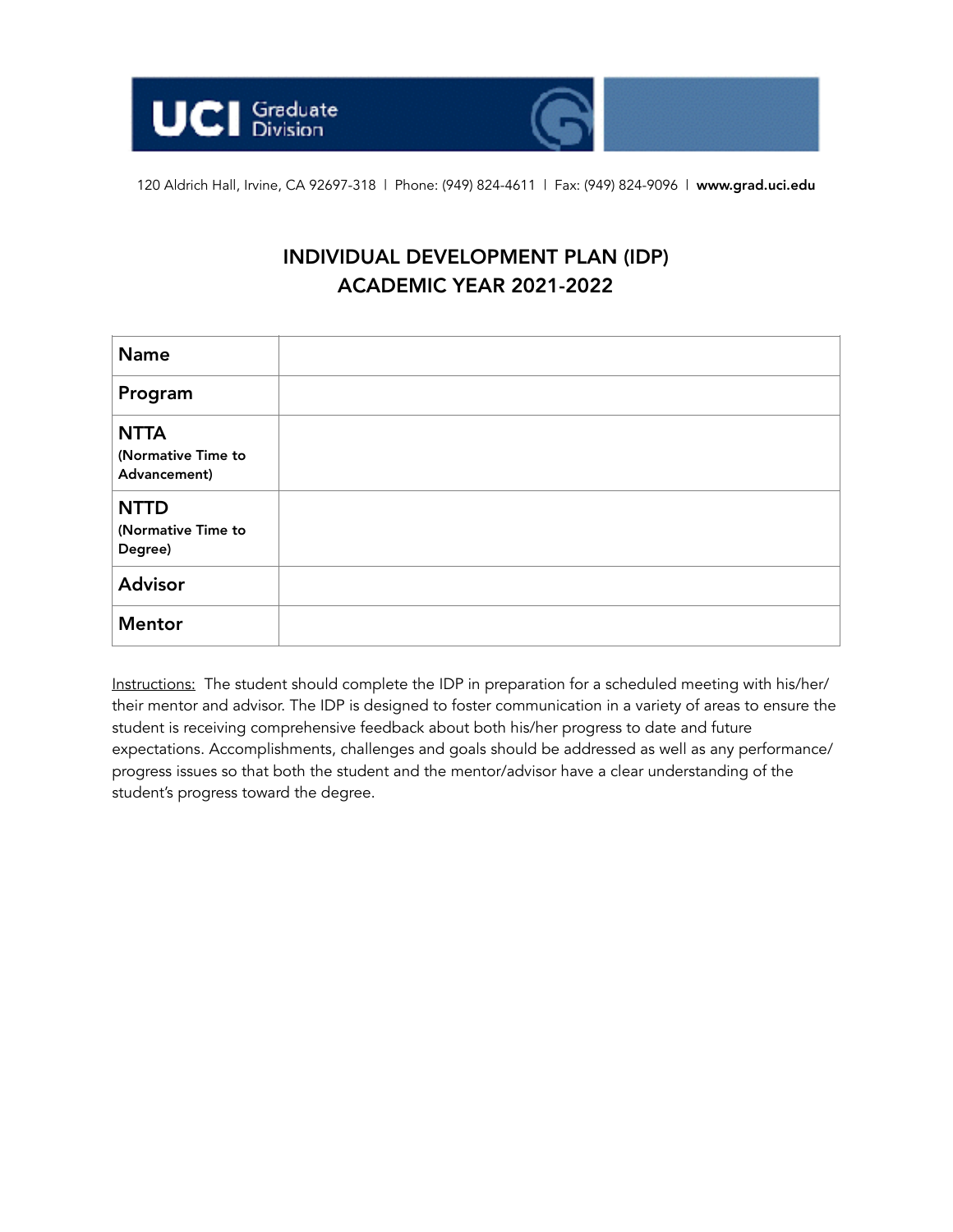UCI Graduate Division

120 Aldrich Hall, Irvine, CA 92697-318 | Phone: (949) 824-4611 | Fax: (949) 824-9096 | **www.grad.uci.edu**

# INDIVIDUAL DEVELOPMENT PLAN (IDP)
# ACADEMIC YEAR 2021-2022

| | |
|---|---|
| **Name** | |
| **Program** | |
| **NTTA** (Normative Time to Advancement) | |
| **NTTD** (Normative Time to Degree) | |
| **Advisor** | |
| **Mentor** | |

<u>Instructions:</u> The student should complete the IDP in preparation for a scheduled meeting with his/her/their mentor and advisor. The IDP is designed to foster communication in a variety of areas to ensure the student is receiving comprehensive feedback about both his/her progress to date and future expectations. Accomplishments, challenges and goals should be addressed as well as any performance/progress issues so that both the student and the mentor/advisor have a clear understanding of the student's progress toward the degree.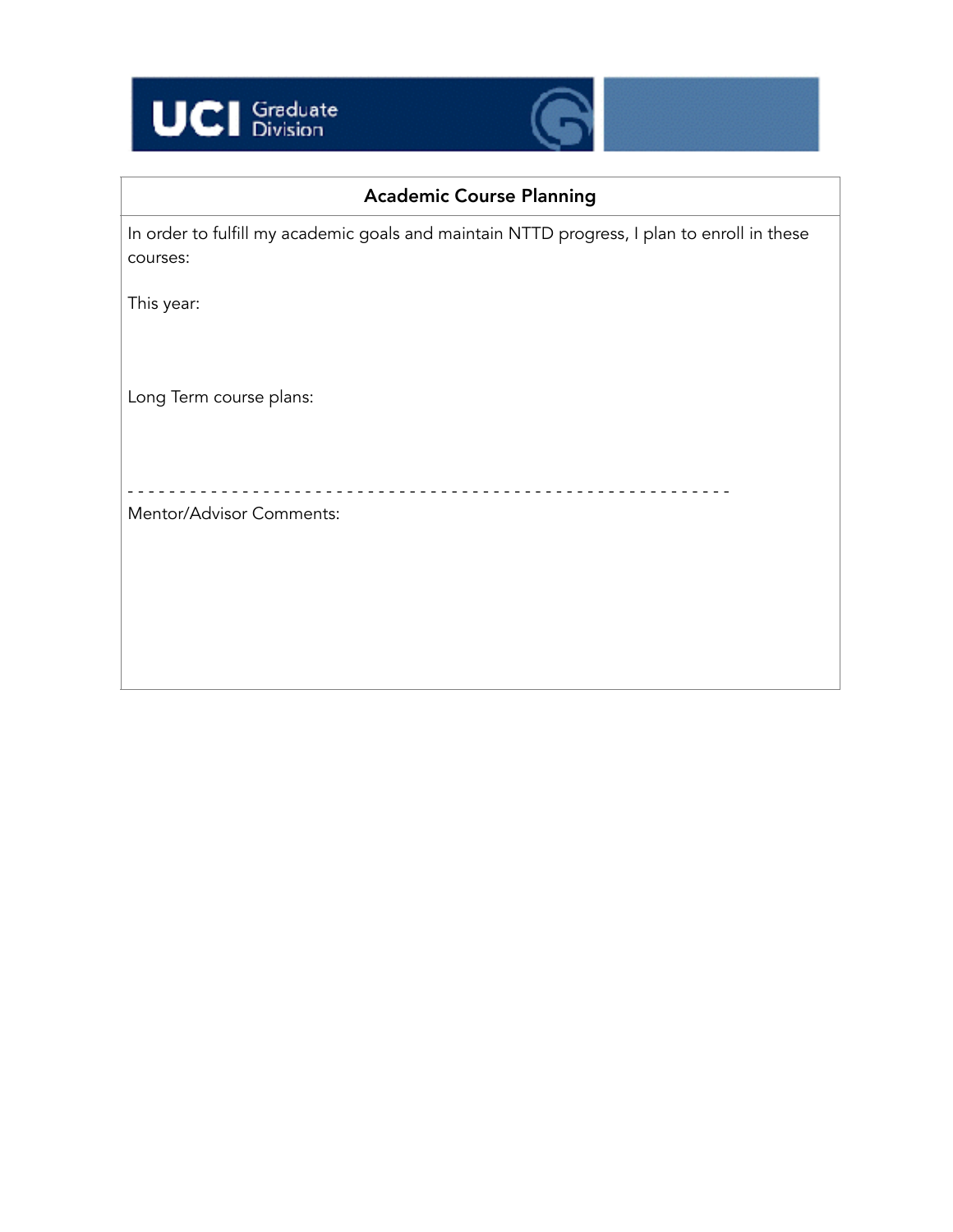UCI Graduate Division

## Academic Course Planning

In order to fulfill my academic goals and maintain NTTD progress, I plan to enroll in these courses:

This year:

Long Term course plans:

- - - - - - - - - - - - - - - - - - - - - - - - - - - - - - - - - - - - - - - - - - - - - - - - - - - - - - - - - - -

Mentor/Advisor Comments: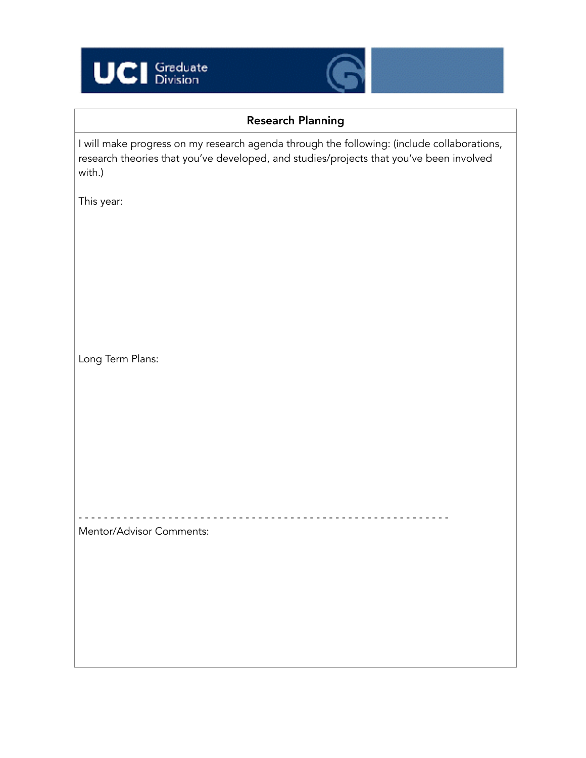## Research Planning

I will make progress on my research agenda through the following: (include collaborations, research theories that you've developed, and studies/projects that you've been involved with.)

This year:

Long Term Plans:

- - - - - - - - - - - - - - - - - - - - - - - - - - - - - - - - - - - - - - - - - - - - - - - - - - - - - - - - - - - -

Mentor/Advisor Comments: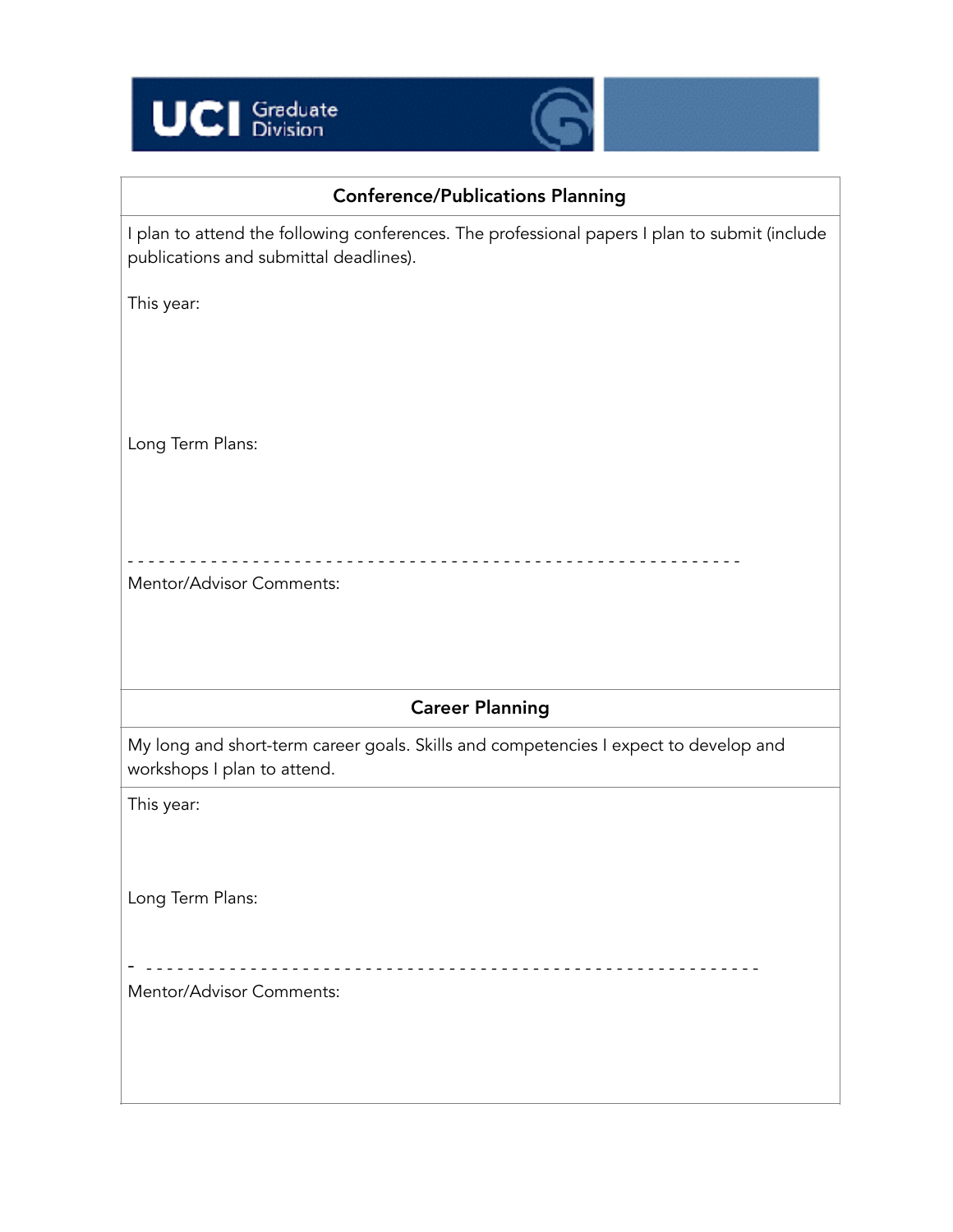## Conference/Publications Planning

I plan to attend the following conferences. The professional papers I plan to submit (include publications and submittal deadlines).

This year:

Long Term Plans:

- - - - - - - - - - - - - - - - - - - - - - - - - - - - - - - - - - - - - - - - - - - - - - - - - - - - - - - - - - - -

Mentor/Advisor Comments:

## Career Planning

My long and short-term career goals. Skills and competencies I expect to develop and workshops I plan to attend.

This year:

Long Term Plans:

- - - - - - - - - - - - - - - - - - - - - - - - - - - - - - - - - - - - - - - - - - - - - - - - - - - - - - - - - - - -

Mentor/Advisor Comments: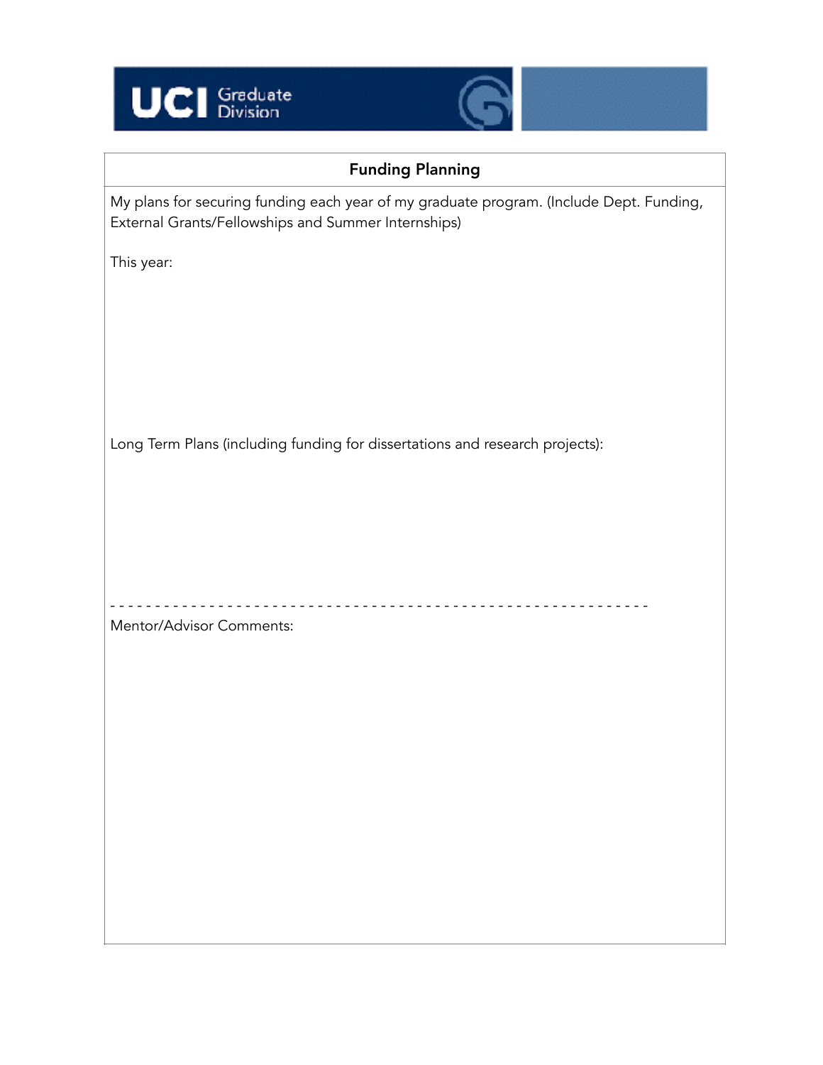## Funding Planning

My plans for securing funding each year of my graduate program. (Include Dept. Funding, External Grants/Fellowships and Summer Internships)

This year:

Long Term Plans (including funding for dissertations and research projects):

- - - - - - - - - - - - - - - - - - - - - - - - - - - - - - - - - - - - - - - - - - - - - - - - - - - - - - - - - - - - -

Mentor/Advisor Comments: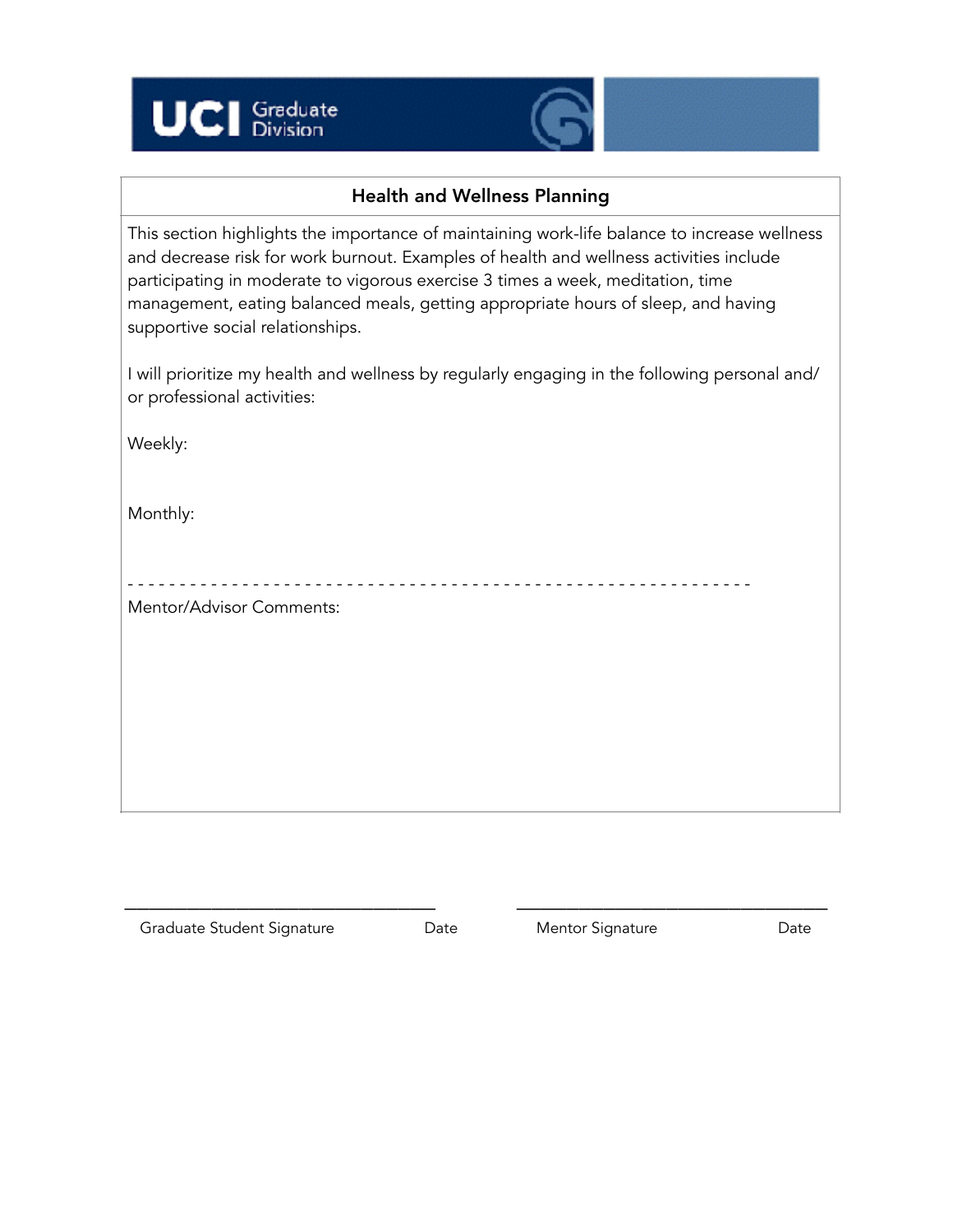UCI Graduate Division

## Health and Wellness Planning

This section highlights the importance of maintaining work-life balance to increase wellness and decrease risk for work burnout. Examples of health and wellness activities include participating in moderate to vigorous exercise 3 times a week, meditation, time management, eating balanced meals, getting appropriate hours of sleep, and having supportive social relationships.

I will prioritize my health and wellness by regularly engaging in the following personal and/or professional activities:

Weekly:

Monthly:

- - - - - - - - - - - - - - - - - - - - - - - - - - - - - - - - - - - - - - - - - - - - - - - - - - - - - - - - - - - - -

Mentor/Advisor Comments:

\_\_\_\_\_\_\_\_\_\_\_\_\_\_\_\_\_\_\_\_\_\_\_\_\_\_\_\_\_\_\_\_\_\_\_\_ \_\_\_\_\_\_\_\_\_\_\_\_\_\_\_\_\_\_\_\_\_\_\_\_\_\_\_\_\_\_\_\_\_\_\_\_

Graduate Student Signature Date Mentor Signature Date